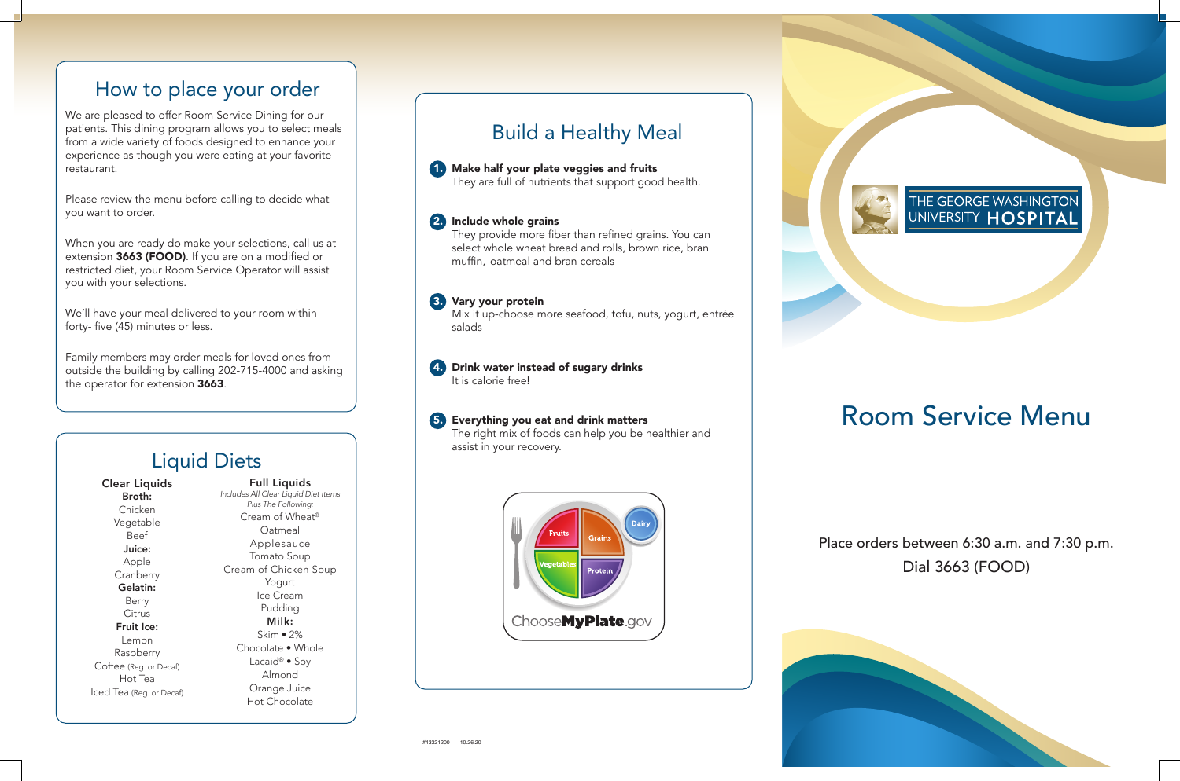# How to place your order

We are pleased to offer Room Service Dining for our patients. This dining program allows you to select meals from a wide variety of foods designed to enhance your experience as though you were eating at your favorite restaurant.

Please review the menu before calling to decide what you want to order.

When you are ready do make your selections, call us at extension **3663 (FOOD)**. If you are on a modified or restricted diet, your Room Service Operator will assist you with your selections.

We'll have your meal delivered to your room within forty- five (45) minutes or less.

Family members may order meals for loved ones from outside the building by calling 202-715-4000 and asking the operator for extension **3663**.

# Liquid Diets

## Clear Liquids

**Broth:**
Chicken
Vegetable
Beef

**Juice:**
Apple
Cranberry

**Gelatin:**
Berry
Citrus

**Fruit Ice:**
Lemon
Raspberry

Coffee (Reg. or Decaf)
Hot Tea
Iced Tea (Reg. or Decaf)

## Full Liquids

*Includes All Clear Liquid Diet Items*
*Plus The Following:*

Cream of Wheat®
Oatmeal
Applesauce
Tomato Soup
Cream of Chicken Soup
Yogurt
Ice Cream
Pudding

**Milk:**
Skim • 2%
Chocolate • Whole
Lacaid® • Soy
Almond
Orange Juice
Hot Chocolate

# Build a Healthy Meal

1. **Make half your plate veggies and fruits**
   They are full of nutrients that support good health.

2. **Include whole grains**
   They provide more fiber than refined grains. You can select whole wheat bread and rolls, brown rice, bran muffin, oatmeal and bran cereals

3. **Vary your protein**
   Mix it up-choose more seafood, tofu, nuts, yogurt, entrée salads

4. **Drink water instead of sugary drinks**
   It is calorie free!

5. **Everything you eat and drink matters**
   The right mix of foods can help you be healthier and assist in your recovery.

Fruits · Grains · Dairy · Vegetables · Protein

ChooseMyPlate.gov

#43321200 10.26.20

THE GEORGE WASHINGTON UNIVERSITY HOSPITAL

# Room Service Menu

Place orders between 6:30 a.m. and 7:30 p.m.
Dial 3663 (FOOD)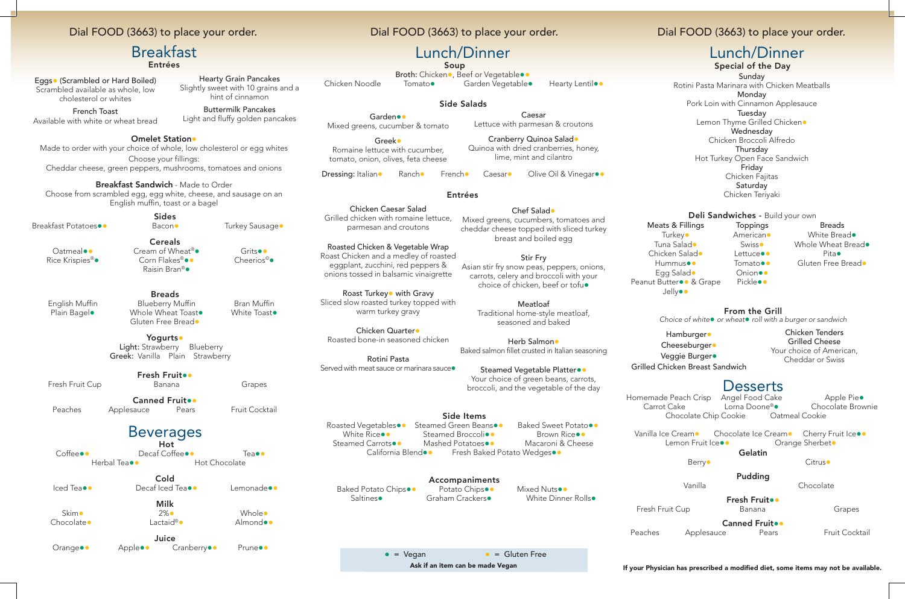Dial FOOD (3663) to place your order.

# Breakfast

## Entrées

**Eggs**● (Scrambled or Hard Boiled)
Scrambled available as whole, low cholesterol or whites

**Hearty Grain Pancakes**
Slightly sweet with 10 grains and a hint of cinnamon

**French Toast**
Available with white or wheat bread

**Buttermilk Pancakes**
Light and fluffy golden pancakes

**Omelet Station**●
Made to order with your choice of whole, low cholesterol or egg whites
Choose your fillings:
Cheddar cheese, green peppers, mushrooms, tomatoes and onions

**Breakfast Sandwich** - Made to Order
Choose from scrambled egg, egg white, cheese, and sausage on an English muffin, toast or a bagel

### Sides

Breakfast Potatoes●● Bacon● Turkey Sausage●

### Cereals

Oatmeal●● Cream of Wheat®● Grits●●
Rice Krispies®● Corn Flakes®●● Cheerios®●
Raisin Bran®●

### Breads

English Muffin Blueberry Muffin Bran Muffin
Plain Bagel● Whole Wheat Toast● White Toast●
Gluten Free Bread●

### Yogurts●

Light: Strawberry Blueberry
Greek: Vanilla Plain Strawberry

### Fresh Fruit●●

Fresh Fruit Cup Banana Grapes

### Canned Fruit●●

Peaches Applesauce Pears Fruit Cocktail

# Beverages

### Hot

Coffee●● Decaf Coffee●● Tea●●
Herbal Tea●● Hot Chocolate

### Cold

Iced Tea●● Decaf Iced Tea●● Lemonade●●

### Milk

Skim● 2%● Whole●
Chocolate● Lactaid®●● Almond●●

### Juice

Orange●● Apple●● Cranberry●● Prune●●

Dial FOOD (3663) to place your order.

# Lunch/Dinner

## Soup

Broth: Chicken●, Beef or Vegetable●●
Chicken Noodle Tomato● Garden Vegetable● Hearty Lentil●●

## Side Salads

**Garden**●●
Mixed greens, cucumber & tomato

**Caesar**
Lettuce with parmesan & croutons

**Greek**●
Romaine lettuce with cucumber, tomato, onion, olives, feta cheese

**Cranberry Quinoa Salad**●
Quinoa with dried cranberries, honey, lime, mint and cilantro

Dressing: Italian● Ranch● French● Caesar● Olive Oil & Vinegar●●

## Entrées

**Chicken Caesar Salad**
Grilled chicken with romaine lettuce, parmesan and croutons

**Chef Salad**●
Mixed greens, cucumbers, tomatoes and cheddar cheese topped with sliced turkey breast and boiled egg

**Roasted Chicken & Vegetable Wrap**
Roast Chicken and a medley of roasted eggplant, zucchini, red peppers & onions tossed in balsamic vinaigrette

**Stir Fry**
Asian stir fry snow peas, peppers, onions, carrots, celery and broccoli with your choice of chicken, beef or tofu●

**Roast Turkey● with Gravy**
Sliced slow roasted turkey topped with warm turkey gravy

**Meatloaf**
Traditional home-style meatloaf, seasoned and baked

**Chicken Quarter**●
Roasted bone-in seasoned chicken

**Herb Salmon**●
Baked salmon fillet crusted in Italian seasoning

**Rotini Pasta**
Served with meat sauce or marinara sauce●

**Steamed Vegetable Platter**●●
Your choice of green beans, carrots, broccoli, and the vegetable of the day

## Side Items

Roasted Vegetables●● Steamed Green Beans●● Baked Sweet Potato●●
White Rice●● Steamed Broccoli●● Brown Rice●●
Steamed Carrots●● Mashed Potatoes●● Macaroni & Cheese
California Blend●● Fresh Baked Potato Wedges●●

## Accompaniments

Baked Potato Chips●● Potato Chips●● Mixed Nuts●●
Saltines● Graham Crackers● White Dinner Rolls●

● = Vegan ● = Gluten Free
**Ask if an item can be made Vegan**

Dial FOOD (3663) to place your order.

# Lunch/Dinner

## Special of the Day

**Sunday**
Rotini Pasta Marinara with Chicken Meatballs
**Monday**
Pork Loin with Cinnamon Applesauce
**Tuesday**
Lemon Thyme Grilled Chicken●
**Wednesday**
Chicken Broccoli Alfredo
**Thursday**
Hot Turkey Open Face Sandwich
**Friday**
Chicken Fajitas
**Saturday**
Chicken Teriyaki

## Deli Sandwiches - Build your own

| Meats & Fillings | Toppings | Breads |
|---|---|---|
| Turkey● | American● | White Bread● |
| Tuna Salad● | Swiss● | Whole Wheat Bread● |
| Chicken Salad● | Lettuce●● | Pita● |
| Hummus●● | Tomato●● | Gluten Free Bread● |
| Egg Salad● | Onion●● | |
| Peanut Butter●● & Grape Jelly●● | Pickle●● | |

## From the Grill

*Choice of white● or wheat● roll with a burger or sandwich*

Hamburger●
Cheeseburger●
Veggie Burger●
Grilled Chicken Breast Sandwich

Chicken Tenders
Grilled Cheese
Your choice of American, Cheddar or Swiss

# Desserts

Homemade Peach Crisp Angel Food Cake Apple Pie●
Carrot Cake Lorna Doone®● Chocolate Brownie
Chocolate Chip Cookie Oatmeal Cookie

Vanilla Ice Cream● Chocolate Ice Cream● Cherry Fruit Ice●●
Lemon Fruit Ice●● Orange Sherbet●

### Gelatin

Berry● Citrus●

### Pudding

Vanilla Chocolate

### Fresh Fruit●●

Fresh Fruit Cup Banana Grapes

### Canned Fruit●●

Peaches Applesauce Pears Fruit Cocktail

**If your Physician has prescribed a modified diet, some items may not be available.**